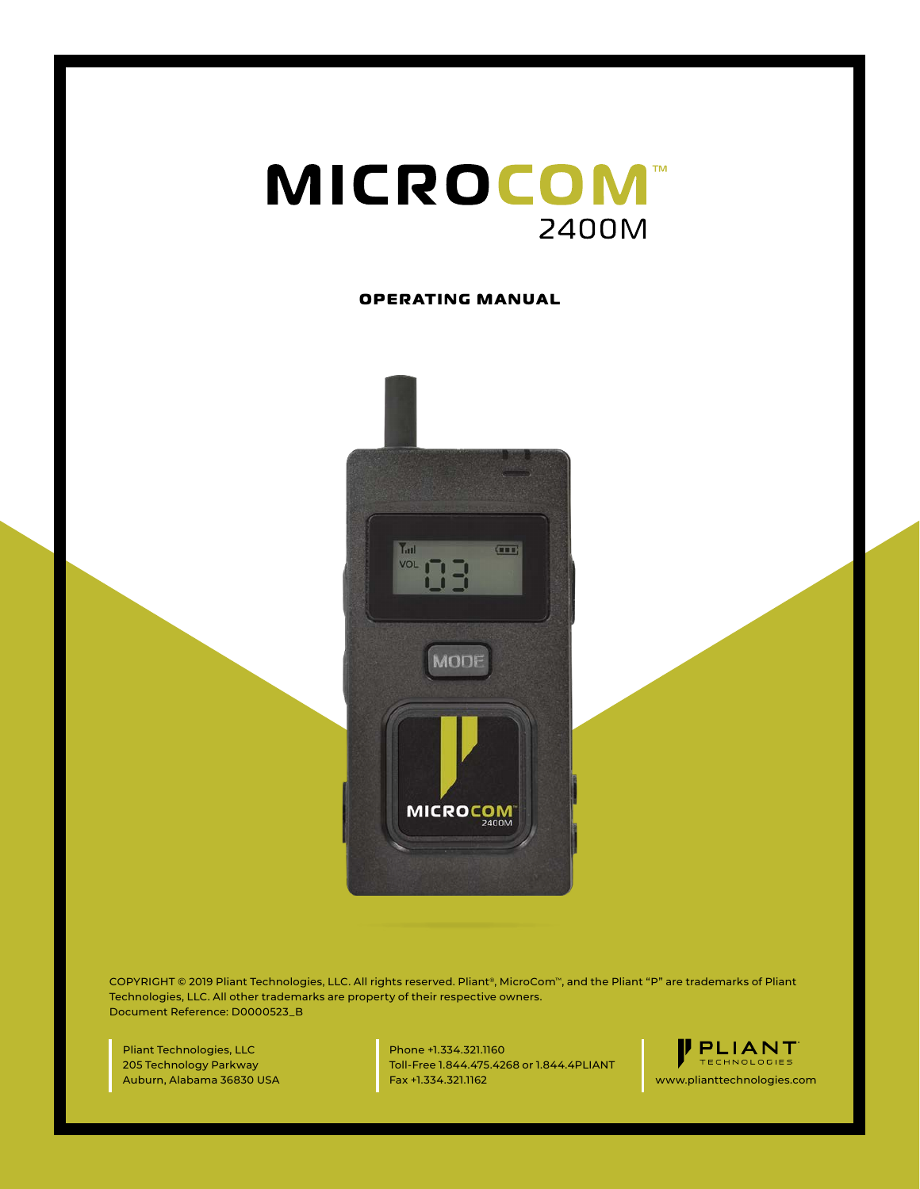# MICROCOM™ 2400M

## OPERATING MANUAL

COPYRIGHT © 2019 Pliant Technologies, LLC. All rights reserved. Pliant®, MicroCom™, and the Pliant "P" are trademarks of Pliant Technologies, LLC. All other trademarks are property of their respective owners.
Document Reference: D0000523_B

Pliant Technologies, LLC
205 Technology Parkway
Auburn, Alabama 36830 USA

Phone +1.334.321.1160
Toll-Free 1.844.475.4268 or 1.844.4PLIANT
Fax +1.334.321.1162

PLIANT TECHNOLOGIES
www.plianttechnologies.com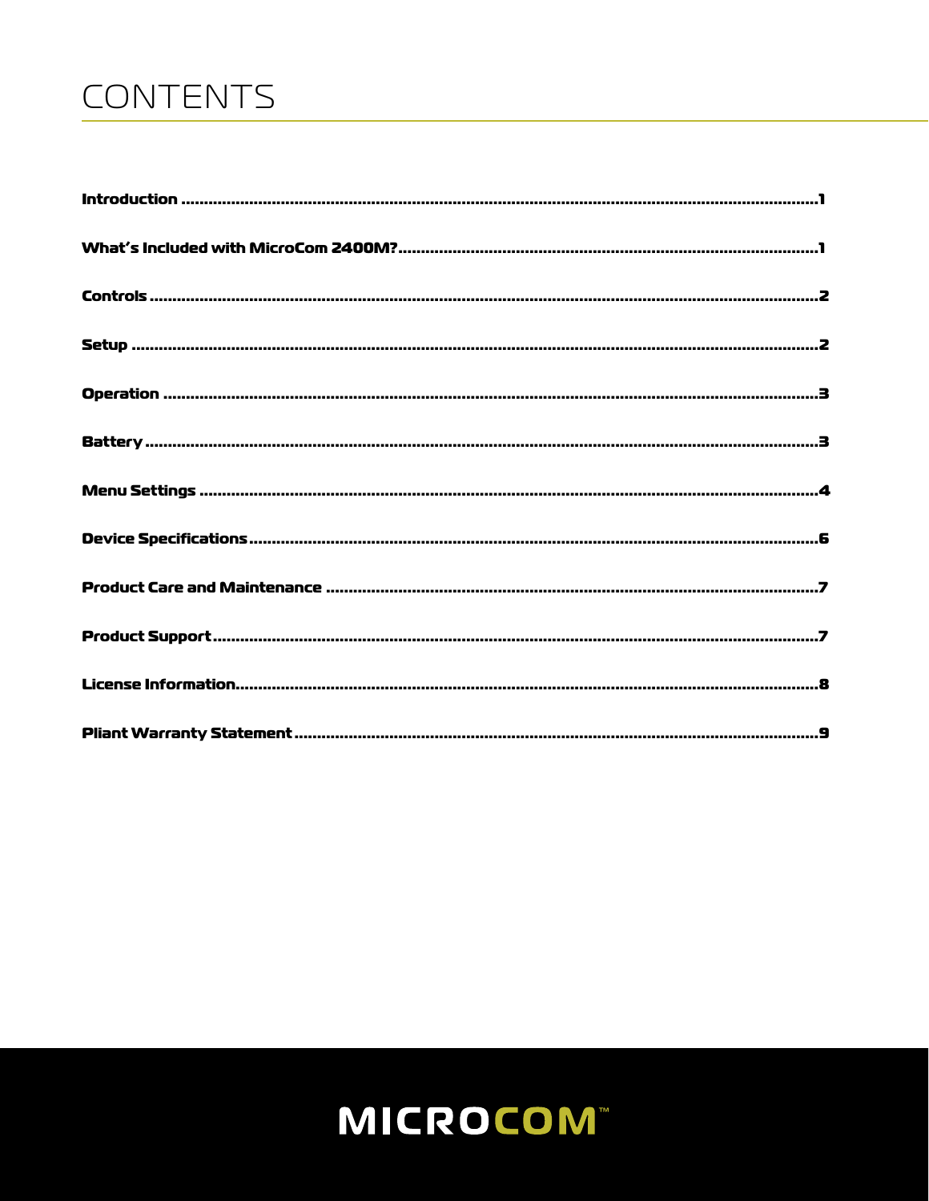# CONTENTS

**Introduction** .......................................................... **1**

**What's Included with MicroCom 2400M?** .......................................................... **1**

**Controls** .......................................................... **2**

**Setup** .......................................................... **2**

**Operation** .......................................................... **3**

**Battery** .......................................................... **3**

**Menu Settings** .......................................................... **4**

**Device Specifications** .......................................................... **6**

**Product Care and Maintenance** .......................................................... **7**

**Product Support** .......................................................... **7**

**License Information** .......................................................... **8**

**Pliant Warranty Statement** .......................................................... **9**

MICROCOM™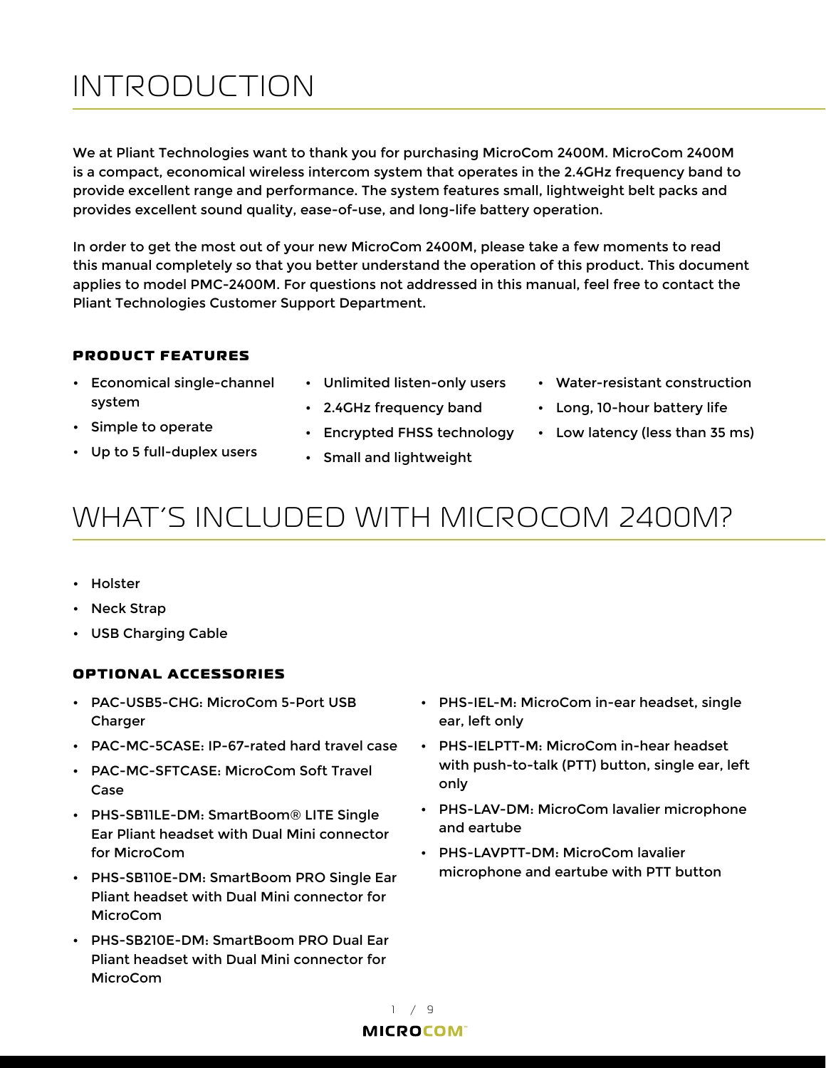# INTRODUCTION

We at Pliant Technologies want to thank you for purchasing MicroCom 2400M. MicroCom 2400M is a compact, economical wireless intercom system that operates in the 2.4GHz frequency band to provide excellent range and performance. The system features small, lightweight belt packs and provides excellent sound quality, ease-of-use, and long-life battery operation.

In order to get the most out of your new MicroCom 2400M, please take a few moments to read this manual completely so that you better understand the operation of this product. This document applies to model PMC-2400M. For questions not addressed in this manual, feel free to contact the Pliant Technologies Customer Support Department.

### PRODUCT FEATURES

- Economical single-channel system
- Simple to operate
- Up to 5 full-duplex users
- Unlimited listen-only users
- 2.4GHz frequency band
- Encrypted FHSS technology
- Small and lightweight
- Water-resistant construction
- Long, 10-hour battery life
- Low latency (less than 35 ms)

# WHAT'S INCLUDED WITH MICROCOM 2400M?

- Holster
- Neck Strap
- USB Charging Cable

### OPTIONAL ACCESSORIES

- PAC-USB5-CHG: MicroCom 5-Port USB Charger
- PAC-MC-5CASE: IP-67-rated hard travel case
- PAC-MC-SFTCASE: MicroCom Soft Travel Case
- PHS-SB11LE-DM: SmartBoom® LITE Single Ear Pliant headset with Dual Mini connector for MicroCom
- PHS-SB110E-DM: SmartBoom PRO Single Ear Pliant headset with Dual Mini connector for MicroCom
- PHS-SB210E-DM: SmartBoom PRO Dual Ear Pliant headset with Dual Mini connector for MicroCom
- PHS-IEL-M: MicroCom in-ear headset, single ear, left only
- PHS-IELPTT-M: MicroCom in-hear headset with push-to-talk (PTT) button, single ear, left only
- PHS-LAV-DM: MicroCom lavalier microphone and eartube
- PHS-LAVPTT-DM: MicroCom lavalier microphone and eartube with PTT button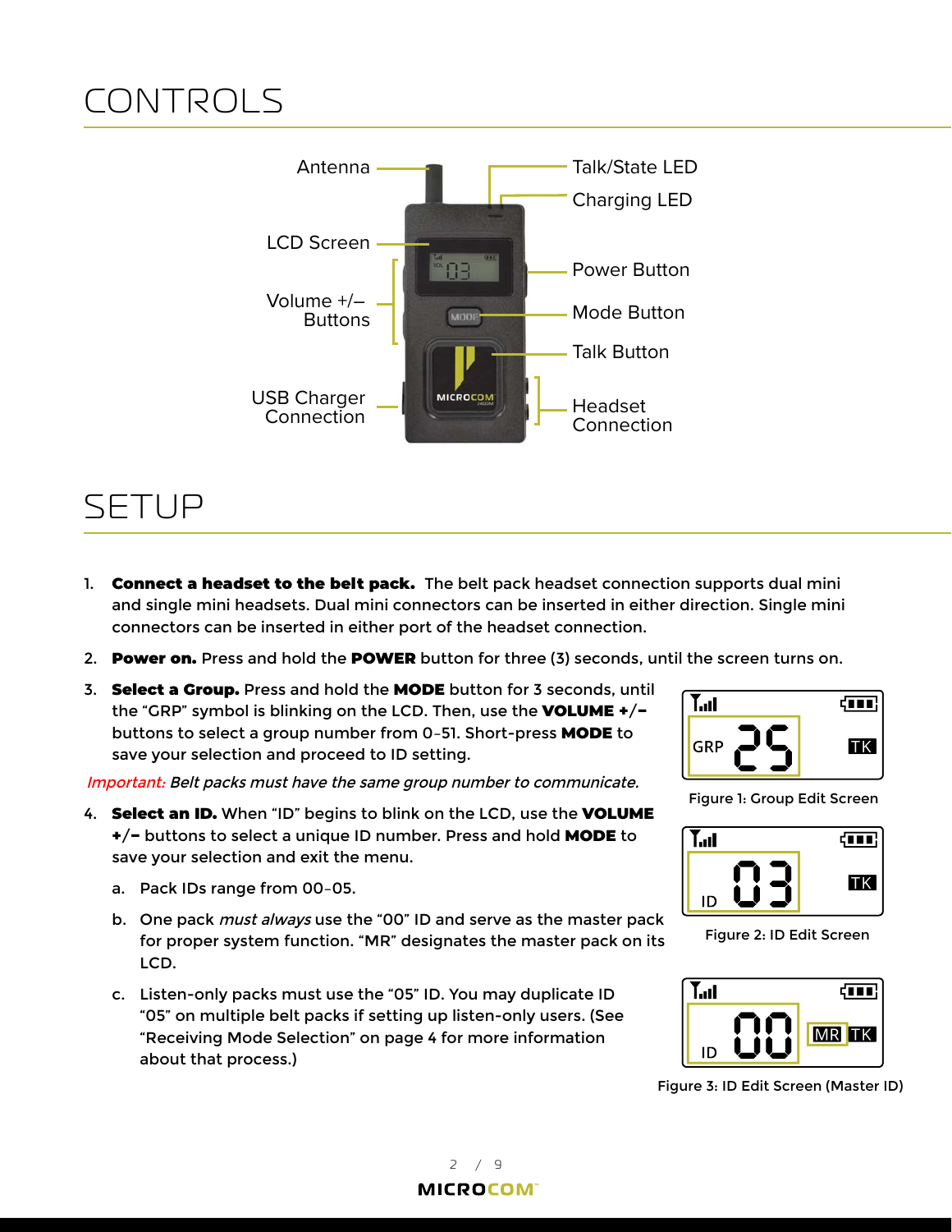# CONTROLS

Antenna

Talk/State LED

Charging LED

LCD Screen

Power Button

Volume +/– Buttons

Mode Button

Talk Button

USB Charger Connection

Headset Connection

# SETUP

1. **Connect a headset to the belt pack.** The belt pack headset connection supports dual mini and single mini headsets. Dual mini connectors can be inserted in either direction. Single mini connectors can be inserted in either port of the headset connection.
2. **Power on.** Press and hold the **POWER** button for three (3) seconds, until the screen turns on.
3. **Select a Group.** Press and hold the **MODE** button for 3 seconds, until the "GRP" symbol is blinking on the LCD. Then, use the **VOLUME +/–** buttons to select a group number from 0–51. Short-press **MODE** to save your selection and proceed to ID setting.

*Important: Belt packs must have the same group number to communicate.*

4. **Select an ID.** When "ID" begins to blink on the LCD, use the **VOLUME +/–** buttons to select a unique ID number. Press and hold **MODE** to save your selection and exit the menu.
   a. Pack IDs range from 00–05.
   b. One pack *must always* use the "00" ID and serve as the master pack for proper system function. "MR" designates the master pack on its LCD.
   c. Listen-only packs must use the "05" ID. You may duplicate ID "05" on multiple belt packs if setting up listen-only users. (See "Receiving Mode Selection" on page 4 for more information about that process.)

GRP 25 TK

Figure 1: Group Edit Screen

ID 03 TK

Figure 2: ID Edit Screen

ID 00 MR TK

Figure 3: ID Edit Screen (Master ID)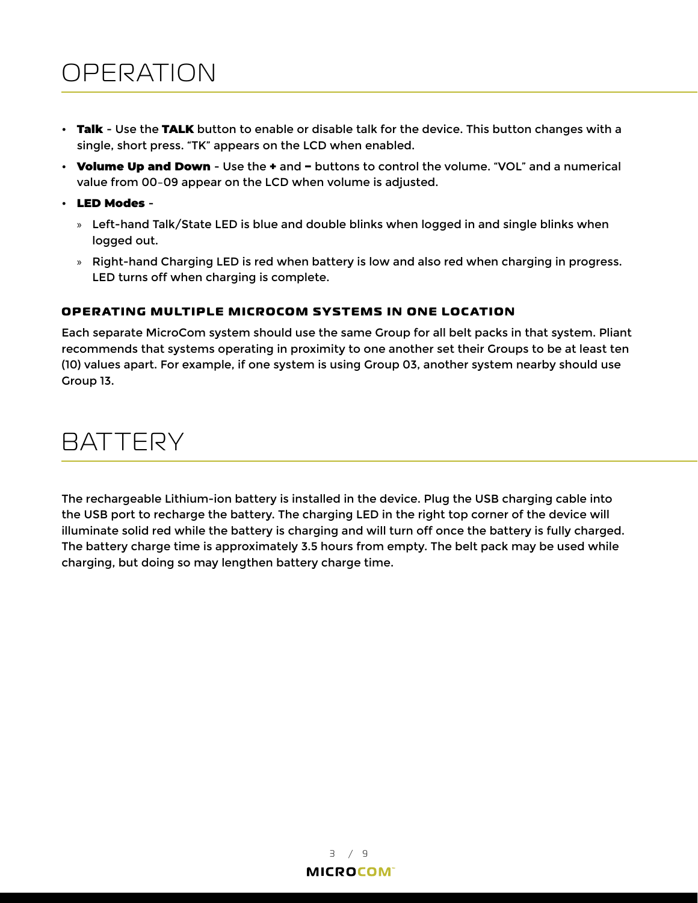# OPERATION

- **Talk** - Use the **TALK** button to enable or disable talk for the device. This button changes with a single, short press. "TK" appears on the LCD when enabled.
- **Volume Up and Down** - Use the **+** and **–** buttons to control the volume. "VOL" and a numerical value from 00–09 appear on the LCD when volume is adjusted.
- **LED Modes** -
  - Left-hand Talk/State LED is blue and double blinks when logged in and single blinks when logged out.
  - Right-hand Charging LED is red when battery is low and also red when charging in progress. LED turns off when charging is complete.

### OPERATING MULTIPLE MICROCOM SYSTEMS IN ONE LOCATION

Each separate MicroCom system should use the same Group for all belt packs in that system. Pliant recommends that systems operating in proximity to one another set their Groups to be at least ten (10) values apart. For example, if one system is using Group 03, another system nearby should use Group 13.

# BATTERY

The rechargeable Lithium-ion battery is installed in the device. Plug the USB charging cable into the USB port to recharge the battery. The charging LED in the right top corner of the device will illuminate solid red while the battery is charging and will turn off once the battery is fully charged. The battery charge time is approximately 3.5 hours from empty. The belt pack may be used while charging, but doing so may lengthen battery charge time.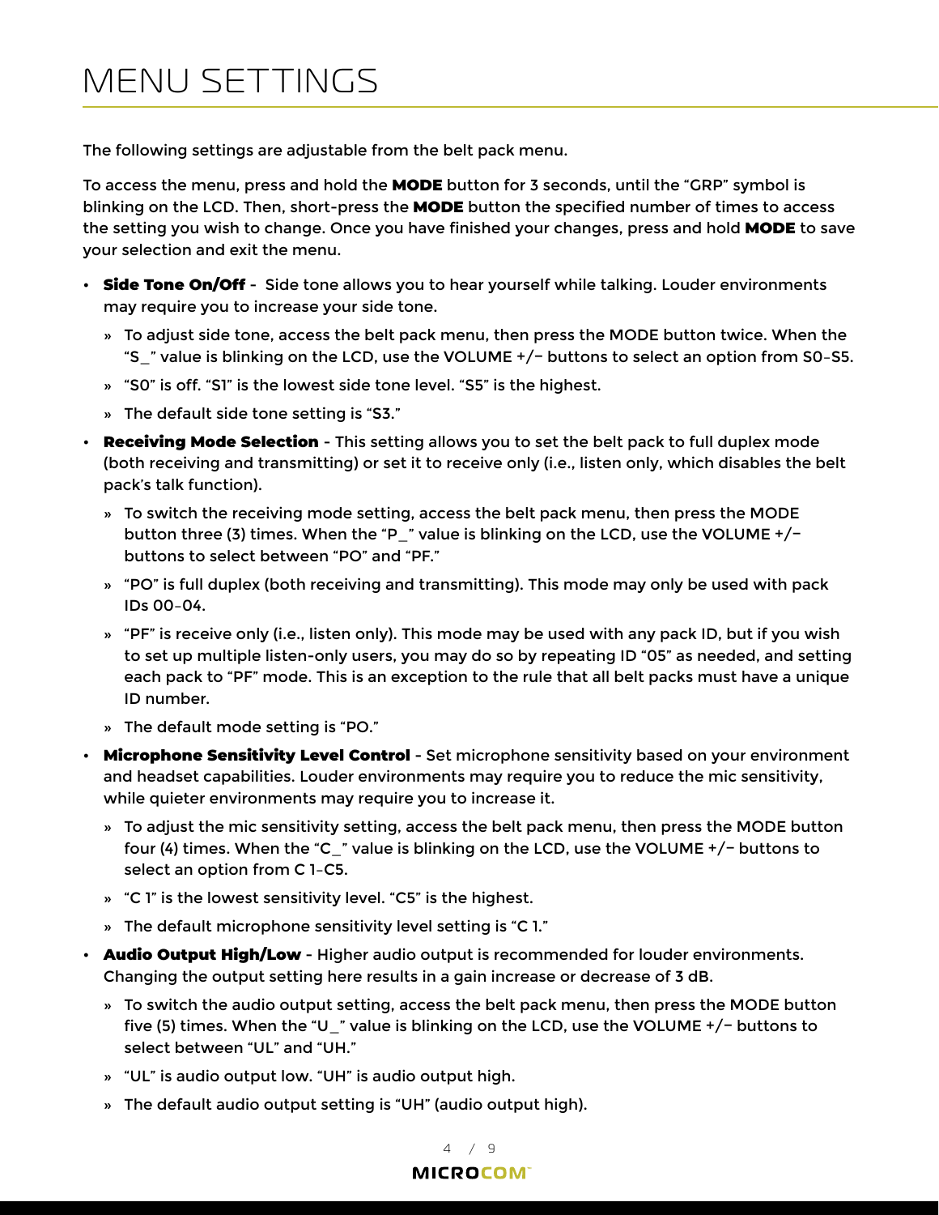# MENU SETTINGS

The following settings are adjustable from the belt pack menu.

To access the menu, press and hold the **MODE** button for 3 seconds, until the "GRP" symbol is blinking on the LCD. Then, short-press the **MODE** button the specified number of times to access the setting you wish to change. Once you have finished your changes, press and hold **MODE** to save your selection and exit the menu.

- **Side Tone On/Off** - Side tone allows you to hear yourself while talking. Louder environments may require you to increase your side tone.
  - To adjust side tone, access the belt pack menu, then press the MODE button twice. When the "S_" value is blinking on the LCD, use the VOLUME +/− buttons to select an option from S0–S5.
  - "S0" is off. "S1" is the lowest side tone level. "S5" is the highest.
  - The default side tone setting is "S3."
- **Receiving Mode Selection** - This setting allows you to set the belt pack to full duplex mode (both receiving and transmitting) or set it to receive only (i.e., listen only, which disables the belt pack's talk function).
  - To switch the receiving mode setting, access the belt pack menu, then press the MODE button three (3) times. When the "P_" value is blinking on the LCD, use the VOLUME +/− buttons to select between "PO" and "PF."
  - "PO" is full duplex (both receiving and transmitting). This mode may only be used with pack IDs 00–04.
  - "PF" is receive only (i.e., listen only). This mode may be used with any pack ID, but if you wish to set up multiple listen-only users, you may do so by repeating ID "05" as needed, and setting each pack to "PF" mode. This is an exception to the rule that all belt packs must have a unique ID number.
  - The default mode setting is "PO."
- **Microphone Sensitivity Level Control** - Set microphone sensitivity based on your environment and headset capabilities. Louder environments may require you to reduce the mic sensitivity, while quieter environments may require you to increase it.
  - To adjust the mic sensitivity setting, access the belt pack menu, then press the MODE button four (4) times. When the "C_" value is blinking on the LCD, use the VOLUME +/− buttons to select an option from C 1–C5.
  - "C 1" is the lowest sensitivity level. "C5" is the highest.
  - The default microphone sensitivity level setting is "C 1."
- **Audio Output High/Low** - Higher audio output is recommended for louder environments. Changing the output setting here results in a gain increase or decrease of 3 dB.
  - To switch the audio output setting, access the belt pack menu, then press the MODE button five (5) times. When the "U_" value is blinking on the LCD, use the VOLUME +/− buttons to select between "UL" and "UH."
  - "UL" is audio output low. "UH" is audio output high.
  - The default audio output setting is "UH" (audio output high).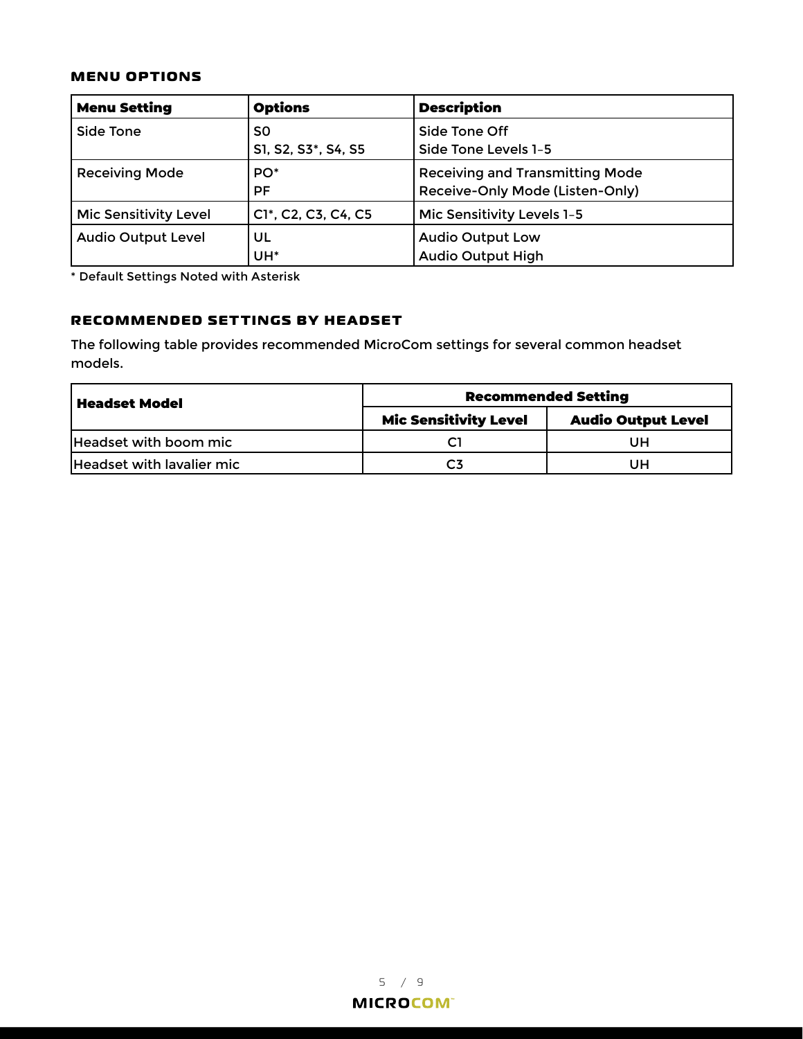### MENU OPTIONS

| Menu Setting | Options | Description |
| --- | --- | --- |
| Side Tone | S0<br>S1, S2, S3*, S4, S5 | Side Tone Off<br>Side Tone Levels 1–5 |
| Receiving Mode | PO*<br>PF | Receiving and Transmitting Mode<br>Receive-Only Mode (Listen-Only) |
| Mic Sensitivity Level | C1*, C2, C3, C4, C5 | Mic Sensitivity Levels 1–5 |
| Audio Output Level | UL<br>UH* | Audio Output Low<br>Audio Output High |

* Default Settings Noted with Asterisk

### RECOMMENDED SETTINGS BY HEADSET

The following table provides recommended MicroCom settings for several common headset models.

| Headset Model | Recommended Setting | |
| --- | --- | --- |
| | Mic Sensitivity Level | Audio Output Level |
| Headset with boom mic | C1 | UH |
| Headset with lavalier mic | C3 | UH |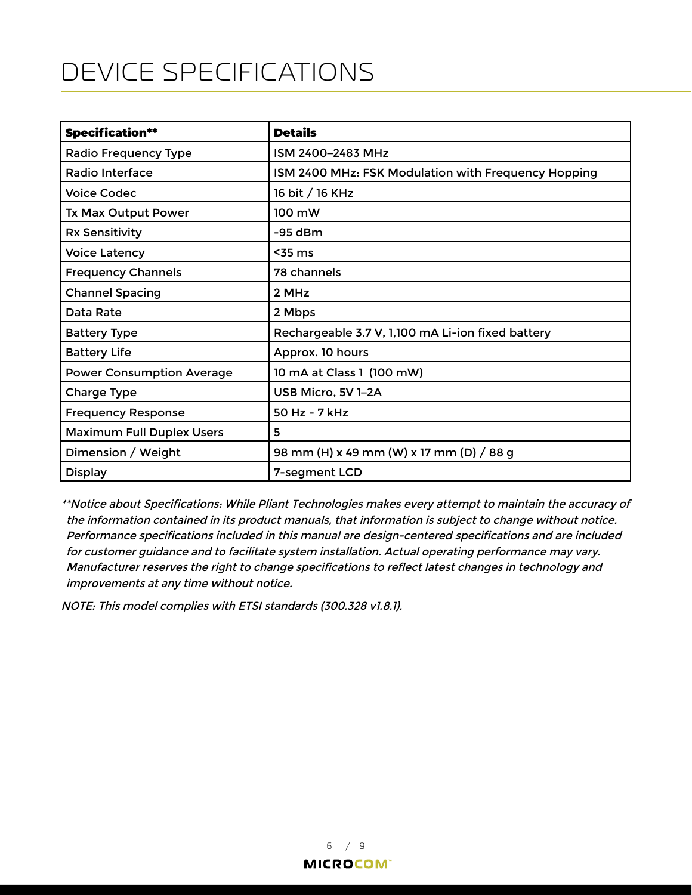# DEVICE SPECIFICATIONS

| Specification** | Details |
|---|---|
| Radio Frequency Type | ISM 2400–2483 MHz |
| Radio Interface | ISM 2400 MHz: FSK Modulation with Frequency Hopping |
| Voice Codec | 16 bit / 16 KHz |
| Tx Max Output Power | 100 mW |
| Rx Sensitivity | -95 dBm |
| Voice Latency | <35 ms |
| Frequency Channels | 78 channels |
| Channel Spacing | 2 MHz |
| Data Rate | 2 Mbps |
| Battery Type | Rechargeable 3.7 V, 1,100 mA Li-ion fixed battery |
| Battery Life | Approx. 10 hours |
| Power Consumption Average | 10 mA at Class 1 (100 mW) |
| Charge Type | USB Micro, 5V 1–2A |
| Frequency Response | 50 Hz - 7 kHz |
| Maximum Full Duplex Users | 5 |
| Dimension / Weight | 98 mm (H) x 49 mm (W) x 17 mm (D) / 88 g |
| Display | 7-segment LCD |

*\*\*Notice about Specifications: While Pliant Technologies makes every attempt to maintain the accuracy of the information contained in its product manuals, that information is subject to change without notice. Performance specifications included in this manual are design-centered specifications and are included for customer guidance and to facilitate system installation. Actual operating performance may vary. Manufacturer reserves the right to change specifications to reflect latest changes in technology and improvements at any time without notice.*

*NOTE: This model complies with ETSI standards (300.328 v1.8.1).*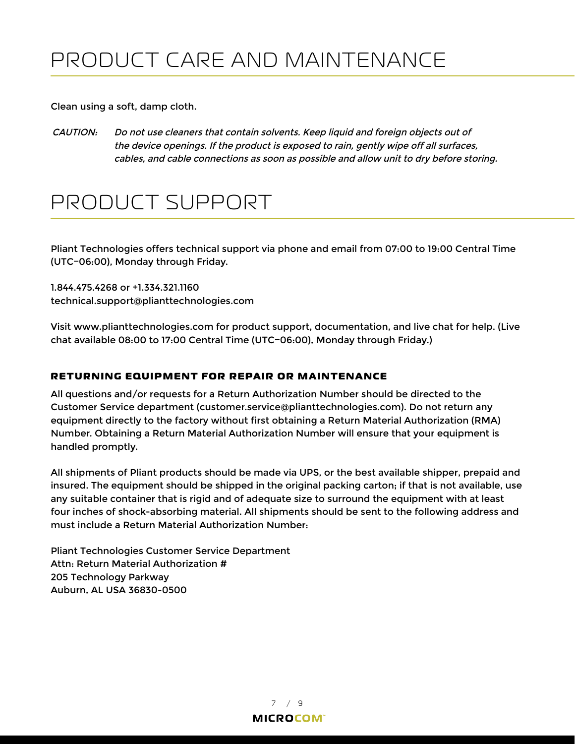# PRODUCT CARE AND MAINTENANCE

Clean using a soft, damp cloth.

*CAUTION: Do not use cleaners that contain solvents. Keep liquid and foreign objects out of the device openings. If the product is exposed to rain, gently wipe off all surfaces, cables, and cable connections as soon as possible and allow unit to dry before storing.*

# PRODUCT SUPPORT

Pliant Technologies offers technical support via phone and email from 07:00 to 19:00 Central Time (UTC−06:00), Monday through Friday.

1.844.475.4268 or +1.334.321.1160
technical.support@plianttechnologies.com

Visit www.plianttechnologies.com for product support, documentation, and live chat for help. (Live chat available 08:00 to 17:00 Central Time (UTC−06:00), Monday through Friday.)

### RETURNING EQUIPMENT FOR REPAIR OR MAINTENANCE

All questions and/or requests for a Return Authorization Number should be directed to the Customer Service department (customer.service@plianttechnologies.com). Do not return any equipment directly to the factory without first obtaining a Return Material Authorization (RMA) Number. Obtaining a Return Material Authorization Number will ensure that your equipment is handled promptly.

All shipments of Pliant products should be made via UPS, or the best available shipper, prepaid and insured. The equipment should be shipped in the original packing carton; if that is not available, use any suitable container that is rigid and of adequate size to surround the equipment with at least four inches of shock-absorbing material. All shipments should be sent to the following address and must include a Return Material Authorization Number:

Pliant Technologies Customer Service Department
Attn: Return Material Authorization #
205 Technology Parkway
Auburn, AL USA 36830-0500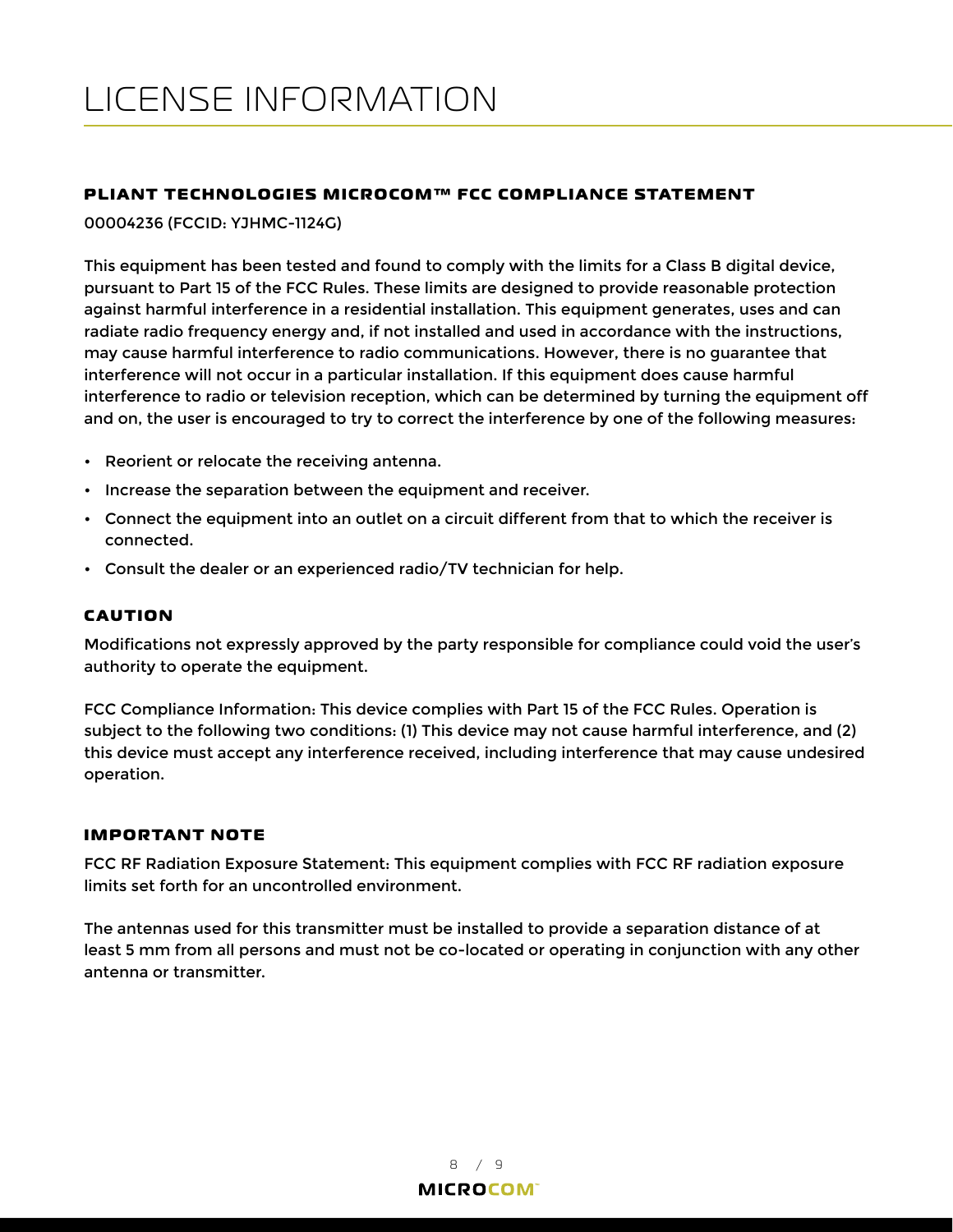# LICENSE INFORMATION

### PLIANT TECHNOLOGIES MICROCOM™ FCC COMPLIANCE STATEMENT

00004236 (FCCID: YJHMC-1124G)

This equipment has been tested and found to comply with the limits for a Class B digital device, pursuant to Part 15 of the FCC Rules. These limits are designed to provide reasonable protection against harmful interference in a residential installation. This equipment generates, uses and can radiate radio frequency energy and, if not installed and used in accordance with the instructions, may cause harmful interference to radio communications. However, there is no guarantee that interference will not occur in a particular installation. If this equipment does cause harmful interference to radio or television reception, which can be determined by turning the equipment off and on, the user is encouraged to try to correct the interference by one of the following measures:

- Reorient or relocate the receiving antenna.
- Increase the separation between the equipment and receiver.
- Connect the equipment into an outlet on a circuit different from that to which the receiver is connected.
- Consult the dealer or an experienced radio/TV technician for help.

### CAUTION

Modifications not expressly approved by the party responsible for compliance could void the user's authority to operate the equipment.

FCC Compliance Information: This device complies with Part 15 of the FCC Rules. Operation is subject to the following two conditions: (1) This device may not cause harmful interference, and (2) this device must accept any interference received, including interference that may cause undesired operation.

### IMPORTANT NOTE

FCC RF Radiation Exposure Statement: This equipment complies with FCC RF radiation exposure limits set forth for an uncontrolled environment.

The antennas used for this transmitter must be installed to provide a separation distance of at least 5 mm from all persons and must not be co-located or operating in conjunction with any other antenna or transmitter.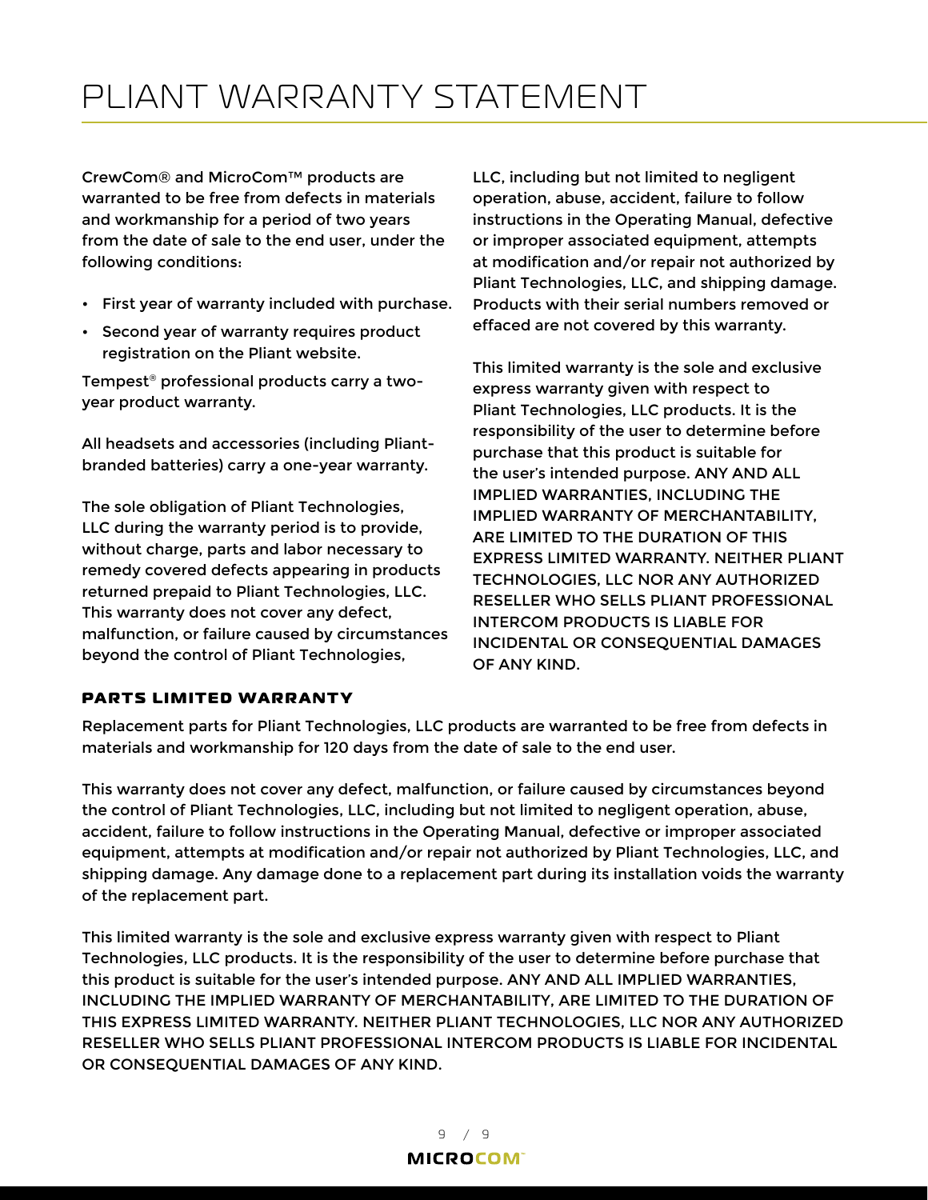# PLIANT WARRANTY STATEMENT

CrewCom® and MicroCom™ products are warranted to be free from defects in materials and workmanship for a period of two years from the date of sale to the end user, under the following conditions:

- First year of warranty included with purchase.
- Second year of warranty requires product registration on the Pliant website.

Tempest® professional products carry a two-year product warranty.

All headsets and accessories (including Pliant-branded batteries) carry a one-year warranty.

The sole obligation of Pliant Technologies, LLC during the warranty period is to provide, without charge, parts and labor necessary to remedy covered defects appearing in products returned prepaid to Pliant Technologies, LLC. This warranty does not cover any defect, malfunction, or failure caused by circumstances beyond the control of Pliant Technologies, LLC, including but not limited to negligent operation, abuse, accident, failure to follow instructions in the Operating Manual, defective or improper associated equipment, attempts at modification and/or repair not authorized by Pliant Technologies, LLC, and shipping damage. Products with their serial numbers removed or effaced are not covered by this warranty.

This limited warranty is the sole and exclusive express warranty given with respect to Pliant Technologies, LLC products. It is the responsibility of the user to determine before purchase that this product is suitable for the user's intended purpose. ANY AND ALL IMPLIED WARRANTIES, INCLUDING THE IMPLIED WARRANTY OF MERCHANTABILITY, ARE LIMITED TO THE DURATION OF THIS EXPRESS LIMITED WARRANTY. NEITHER PLIANT TECHNOLOGIES, LLC NOR ANY AUTHORIZED RESELLER WHO SELLS PLIANT PROFESSIONAL INTERCOM PRODUCTS IS LIABLE FOR INCIDENTAL OR CONSEQUENTIAL DAMAGES OF ANY KIND.

## PARTS LIMITED WARRANTY

Replacement parts for Pliant Technologies, LLC products are warranted to be free from defects in materials and workmanship for 120 days from the date of sale to the end user.

This warranty does not cover any defect, malfunction, or failure caused by circumstances beyond the control of Pliant Technologies, LLC, including but not limited to negligent operation, abuse, accident, failure to follow instructions in the Operating Manual, defective or improper associated equipment, attempts at modification and/or repair not authorized by Pliant Technologies, LLC, and shipping damage. Any damage done to a replacement part during its installation voids the warranty of the replacement part.

This limited warranty is the sole and exclusive express warranty given with respect to Pliant Technologies, LLC products. It is the responsibility of the user to determine before purchase that this product is suitable for the user's intended purpose. ANY AND ALL IMPLIED WARRANTIES, INCLUDING THE IMPLIED WARRANTY OF MERCHANTABILITY, ARE LIMITED TO THE DURATION OF THIS EXPRESS LIMITED WARRANTY. NEITHER PLIANT TECHNOLOGIES, LLC NOR ANY AUTHORIZED RESELLER WHO SELLS PLIANT PROFESSIONAL INTERCOM PRODUCTS IS LIABLE FOR INCIDENTAL OR CONSEQUENTIAL DAMAGES OF ANY KIND.